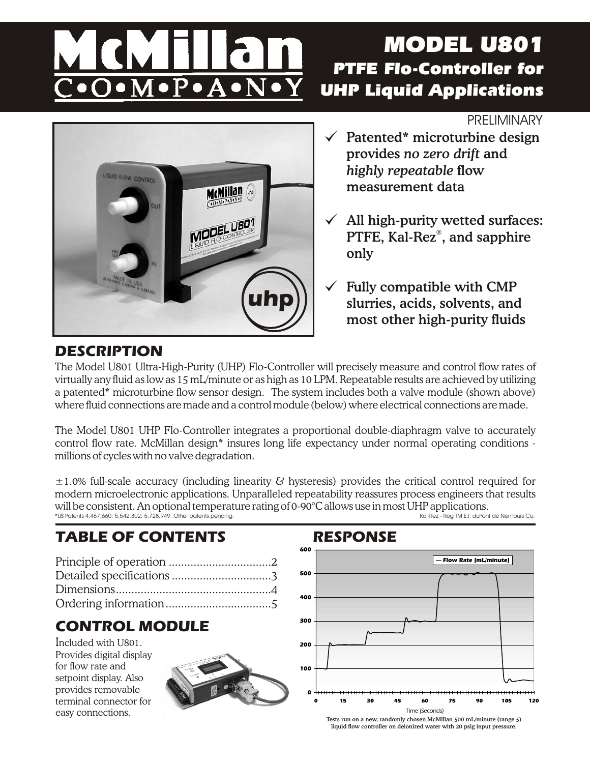# McMillan COMPANY

# MODEL U801

## PTFE Flo-Controller for UHP Liquid Applications

PRELIMINARY

- ✓ **Patented* microturbine design provides *no zero drift* and *highly repeatable* flow measurement data**
- ✓ **All high-purity wetted surfaces: PTFE, Kal-Rez®, and sapphire only**
- ✓ **Fully compatible with CMP slurries, acids, solvents, and most other high-purity fluids**

## DESCRIPTION

The Model U801 Ultra-High-Purity (UHP) Flo-Controller will precisely measure and control flow rates of virtually any fluid as low as 15 mL/minute or as high as 10 LPM. Repeatable results are achieved by utilizing a patented* microturbine flow sensor design. The system includes both a valve module (shown above) where fluid connections are made and a control module (below) where electrical connections are made.

The Model U801 UHP Flo-Controller integrates a proportional double-diaphragm valve to accurately control flow rate. McMillan design* insures long life expectancy under normal operating conditions - millions of cycles with no valve degradation.

±1.0% full-scale accuracy (including linearity & hysteresis) provides the critical control required for modern microelectronic applications. Unparalleled repeatability reassures process engineers that results will be consistent. An optional temperature rating of 0-90°C allows use in most UHP applications.

*US Patents 4,467,660; 5,542,302; 5,728,949. Other patents pending.

Kal-Rez - Reg TM E.I. duPont de Nemours Co.

## TABLE OF CONTENTS

- Principle of operation ................................2
- Detailed specifications ...............................3
- Dimensions.................................................4
- Ordering information..................................5

## CONTROL MODULE

Included with U801. Provides digital display for flow rate and setpoint display. Also provides removable terminal connector for easy connections.

## RESPONSE

Tests run on a new, randomly chosen McMillan 500 mL/minute (range 5) liquid flow controller on deionized water with 20 psig input pressure.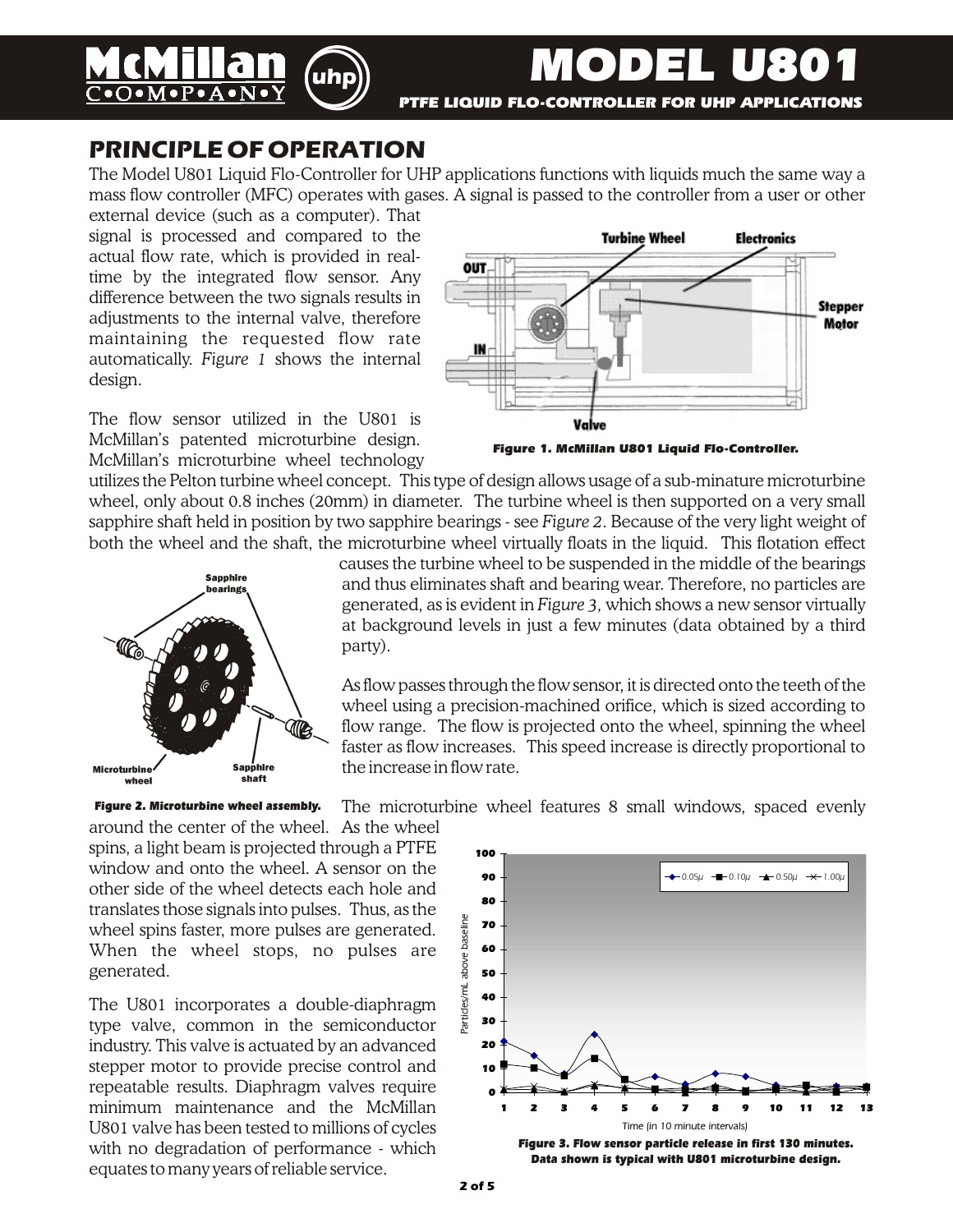# PRINCIPLE OF OPERATION

The Model U801 Liquid Flo-Controller for UHP applications functions with liquids much the same way a mass flow controller (MFC) operates with gases. A signal is passed to the controller from a user or other external device (such as a computer). That signal is processed and compared to the actual flow rate, which is provided in real-time by the integrated flow sensor. Any difference between the two signals results in adjustments to the internal valve, therefore maintaining the requested flow rate automatically. *Figure 1* shows the internal design.

*Figure 1. McMillan U801 Liquid Flo-Controller.*

The flow sensor utilized in the U801 is McMillan's patented microturbine design. McMillan's microturbine wheel technology utilizes the Pelton turbine wheel concept. This type of design allows usage of a sub-minature microturbine wheel, only about 0.8 inches (20mm) in diameter. The turbine wheel is then supported on a very small sapphire shaft held in position by two sapphire bearings - see *Figure 2*. Because of the very light weight of both the wheel and the shaft, the microturbine wheel virtually floats in the liquid. This flotation effect causes the turbine wheel to be suspended in the middle of the bearings and thus eliminates shaft and bearing wear. Therefore, no particles are generated, as is evident in *Figure 3*, which shows a new sensor virtually at background levels in just a few minutes (data obtained by a third party).

*Figure 2. Microturbine wheel assembly.*

As flow passes through the flow sensor, it is directed onto the teeth of the wheel using a precision-machined orifice, which is sized according to flow range. The flow is projected onto the wheel, spinning the wheel faster as flow increases. This speed increase is directly proportional to the increase in flow rate.

The microturbine wheel features 8 small windows, spaced evenly around the center of the wheel. As the wheel spins, a light beam is projected through a PTFE window and onto the wheel. A sensor on the other side of the wheel detects each hole and translates those signals into pulses. Thus, as the wheel spins faster, more pulses are generated. When the wheel stops, no pulses are generated.

The U801 incorporates a double-diaphragm type valve, common in the semiconductor industry. This valve is actuated by an advanced stepper motor to provide precise control and repeatable results. Diaphragm valves require minimum maintenance and the McMillan U801 valve has been tested to millions of cycles with no degradation of performance - which equates to many years of reliable service.

*Figure 3. Flow sensor particle release in first 130 minutes. Data shown is typical with U801 microturbine design.*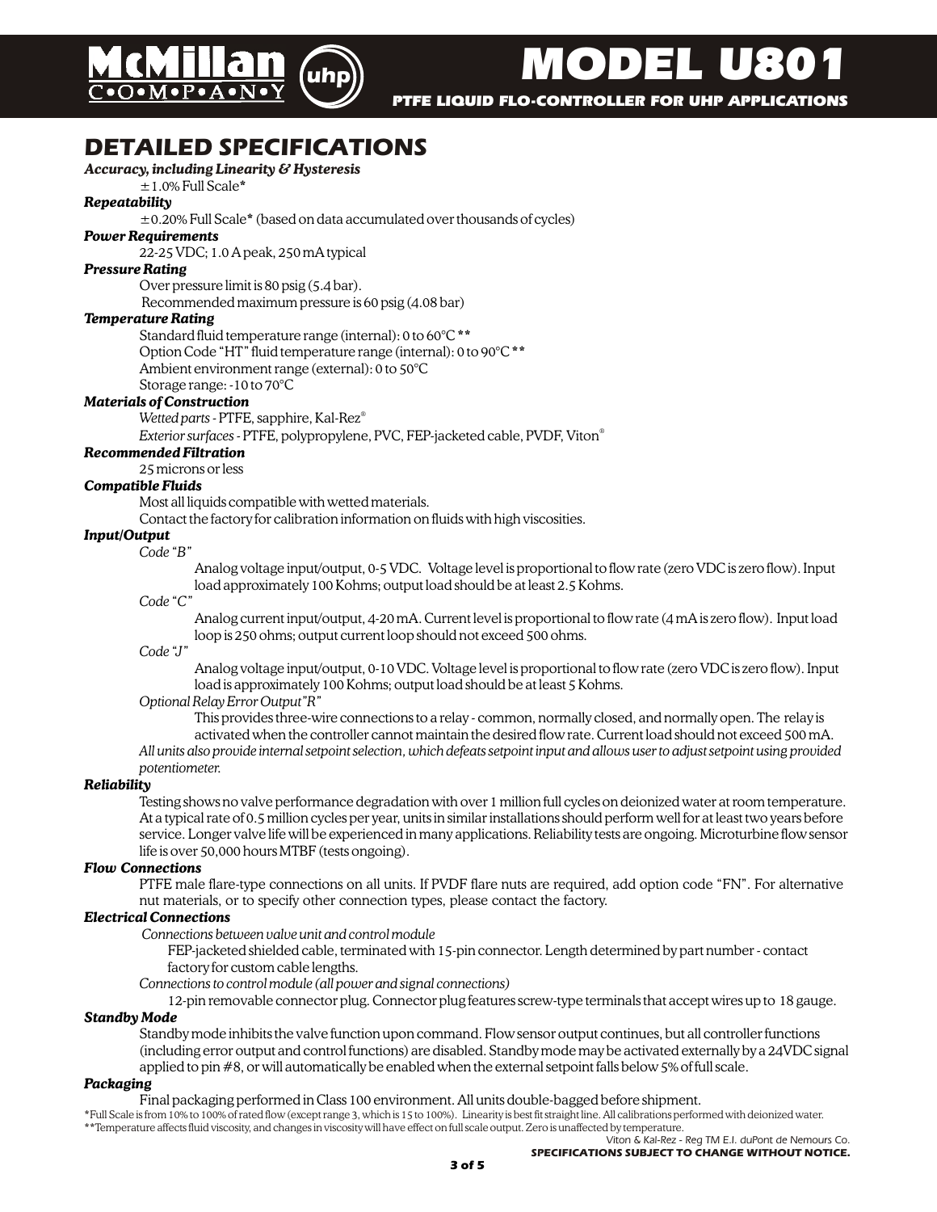# MODEL U801

**PTFE LIQUID FLO-CONTROLLER FOR UHP APPLICATIONS**

## DETAILED SPECIFICATIONS

***Accuracy, including Linearity & Hysteresis***

±1.0% Full Scale*

***Repeatability***

±0.20% Full Scale* (based on data accumulated over thousands of cycles)

***Power Requirements***

22-25 VDC; 1.0 A peak, 250 mA typical

***Pressure Rating***

Over pressure limit is 80 psig (5.4 bar).
Recommended maximum pressure is 60 psig (4.08 bar)

***Temperature Rating***

Standard fluid temperature range (internal): 0 to 60°C **
Option Code "HT" fluid temperature range (internal): 0 to 90°C **
Ambient environment range (external): 0 to 50°C
Storage range: -10 to 70°C

***Materials of Construction***

*Wetted parts* - PTFE, sapphire, Kal-Rez®
*Exterior surfaces* - PTFE, polypropylene, PVC, FEP-jacketed cable, PVDF, Viton®

***Recommended Filtration***

25 microns or less

***Compatible Fluids***

Most all liquids compatible with wetted materials.
Contact the factory for calibration information on fluids with high viscosities.

***Input/Output***

*Code "B"*

Analog voltage input/output, 0-5 VDC. Voltage level is proportional to flow rate (zero VDC is zero flow). Input load approximately 100 Kohms; output load should be at least 2.5 Kohms.

*Code "C"*

Analog current input/output, 4-20 mA. Current level is proportional to flow rate (4 mA is zero flow). Input load loop is 250 ohms; output current loop should not exceed 500 ohms.

*Code "J"*

Analog voltage input/output, 0-10 VDC. Voltage level is proportional to flow rate (zero VDC is zero flow). Input load is approximately 100 Kohms; output load should be at least 5 Kohms.

*Optional Relay Error Output "R"*

This provides three-wire connections to a relay - common, normally closed, and normally open. The relay is activated when the controller cannot maintain the desired flow rate. Current load should not exceed 500 mA.

*All units also provide internal setpoint selection, which defeats setpoint input and allows user to adjust setpoint using provided potentiometer.*

***Reliability***

Testing shows no valve performance degradation with over 1 million full cycles on deionized water at room temperature. At a typical rate of 0.5 million cycles per year, units in similar installations should perform well for at least two years before service. Longer valve life will be experienced in many applications. Reliability tests are ongoing. Microturbine flow sensor life is over 50,000 hours MTBF (tests ongoing).

***Flow Connections***

PTFE male flare-type connections on all units. If PVDF flare nuts are required, add option code "FN". For alternative nut materials, or to specify other connection types, please contact the factory.

***Electrical Connections***

*Connections between valve unit and control module*

FEP-jacketed shielded cable, terminated with 15-pin connector. Length determined by part number - contact factory for custom cable lengths.

*Connections to control module (all power and signal connections)*

12-pin removable connector plug. Connector plug features screw-type terminals that accept wires up to 18 gauge.

***Standby Mode***

Standby mode inhibits the valve function upon command. Flow sensor output continues, but all controller functions (including error output and control functions) are disabled. Standby mode may be activated externally by a 24VDC signal applied to pin #8, or will automatically be enabled when the external setpoint falls below 5% of full scale.

***Packaging***

Final packaging performed in Class 100 environment. All units double-bagged before shipment.

*Full Scale is from 10% to 100% of rated flow (except range 3, which is 15 to 100%). Linearity is best fit straight line. All calibrations performed with deionized water.
**Temperature affects fluid viscosity, and changes in viscosity will have effect on full scale output. Zero is unaffected by temperature.

*Viton & Kal-Rez - Reg TM E.I. duPont de Nemours Co.*

**SPECIFICATIONS SUBJECT TO CHANGE WITHOUT NOTICE.**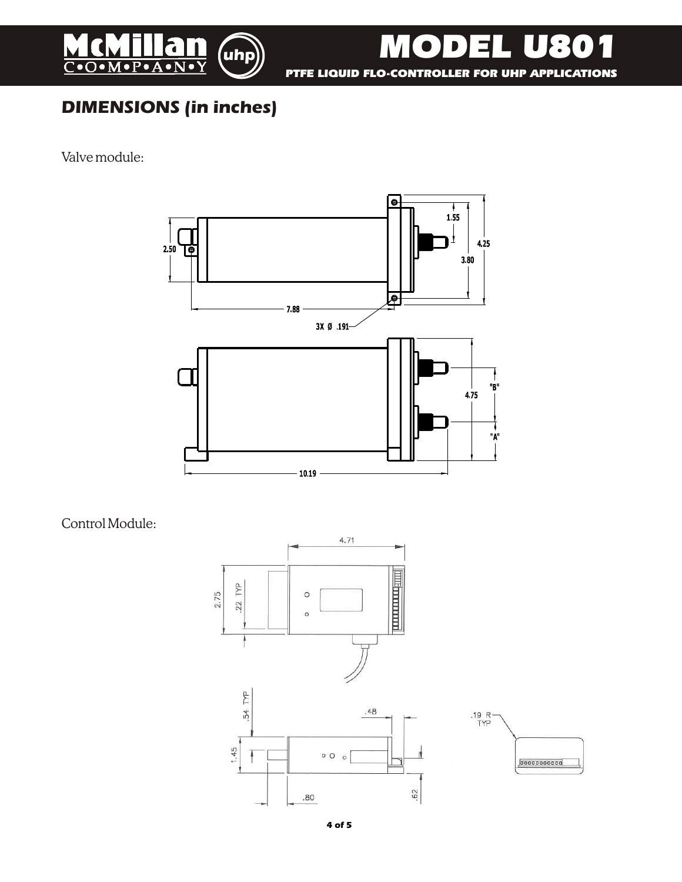## DIMENSIONS (in inches)

Valve module:

Control Module: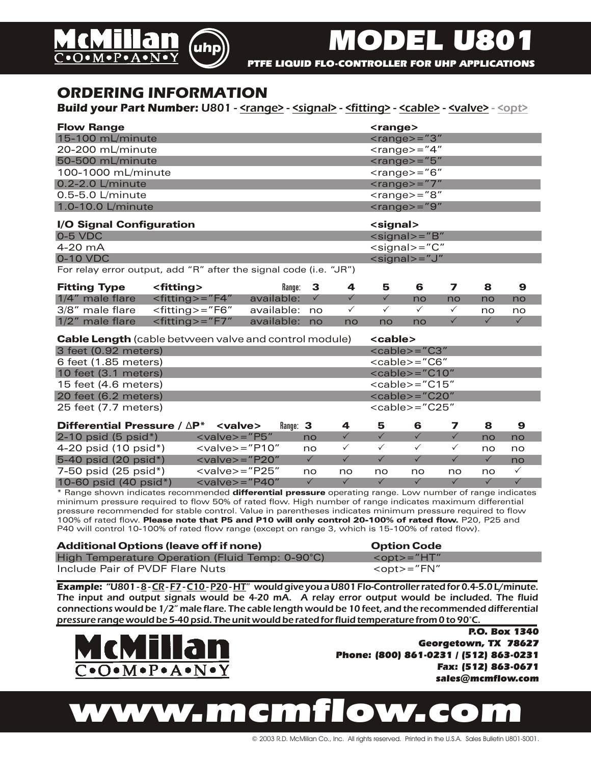# McMillan COMPANY

# MODEL U801

**PTFE LIQUID FLO-CONTROLLER FOR UHP APPLICATIONS**

## ORDERING INFORMATION

**Build your Part Number:** U801 - <range> - <signal> - <fitting> - <cable> - <valve> - <opt>

| Flow Range | <range> |
|---|---|
| 15-100 mL/minute | <range>="3" |
| 20-200 mL/minute | <range>="4" |
| 50-500 mL/minute | <range>="5" |
| 100-1000 mL/minute | <range>="6" |
| 0.2-2.0 L/minute | <range>="7" |
| 0.5-5.0 L/minute | <range>="8" |
| 1.0-10.0 L/minute | <range>="9" |

| I/O Signal Configuration | <signal> |
|---|---|
| 0-5 VDC | <signal>="B" |
| 4-20 mA | <signal>="C" |
| 0-10 VDC | <signal>="J" |

For relay error output, add "R" after the signal code (i.e. "JR")

| Fitting Type | <fitting> | Range: | 3 | 4 | 5 | 6 | 7 | 8 | 9 |
|---|---|---|---|---|---|---|---|---|---|
| 1/4" male flare | <fitting>="F4" | available: | ✓ | ✓ | ✓ | no | no | no | no |
| 3/8" male flare | <fitting>="F6" | available: | no | ✓ | ✓ | ✓ | ✓ | no | no |
| 1/2" male flare | <fitting>="F7" | available: | no | no | no | no | ✓ | ✓ | ✓ |

| **Cable Length** (cable between valve and control module) | <cable> |
|---|---|
| 3 feet (0.92 meters) | <cable>="C3" |
| 6 feet (1.85 meters) | <cable>="C6" |
| 10 feet (3.1 meters) | <cable>="C10" |
| 15 feet (4.6 meters) | <cable>="C15" |
| 20 feet (6.2 meters) | <cable>="C20" |
| 25 feet (7.7 meters) | <cable>="C25" |

| Differential Pressure / ΔP* | <valve> | Range: 3 | 4 | 5 | 6 | 7 | 8 | 9 |
|---|---|---|---|---|---|---|---|---|
| 2-10 psid (5 psid*) | <valve>="P5" | no | ✓ | ✓ | ✓ | ✓ | no | no |
| 4-20 psid (10 psid*) | <valve>="P10" | no | ✓ | ✓ | ✓ | ✓ | no | no |
| 5-40 psid (20 psid*) | <valve>="P20" | ✓ | ✓ | ✓ | ✓ | ✓ | ✓ | no |
| 7-50 psid (25 psid*) | <valve>="P25" | no | no | no | no | no | no | ✓ |
| 10-60 psid (40 psid*) | <valve>="P40" | ✓ | ✓ | ✓ | ✓ | ✓ | ✓ | ✓ |

\* Range shown indicates recommended **differential pressure** operating range. Low number of range indicates minimum pressure required to flow 50% of rated flow. High number of range indicates maximum differential pressure recommended for stable control. Value in parentheses indicates minimum pressure required to flow 100% of rated flow. **Please note that P5 and P10 will only control 20-100% of rated flow.** P20, P25 and P40 will control 10-100% of rated flow range (except on range 3, which is 15-100% of rated flow).

| Additional Options (leave off if none) | Option Code |
|---|---|
| High Temperature Operation (Fluid Temp: 0-90°C) | <opt>="HT" |
| Include Pair of PVDF Flare Nuts | <opt>="FN" |

***Example:** "U801-8-CR-F7-C10-P20-HT" would give you a U801 Flo-Controller rated for 0.4-5.0 L/minute. The input and output signals would be 4-20 mA. A relay error output would be included. The fluid connections would be 1/2" male flare. The cable length would be 10 feet, and the recommended differential pressure range would be 5-40 psid. The unit would be rated for fluid temperature from 0 to 90°C.*

McMillan COMPANY

**P.O. Box 1340**
**Georgetown, TX 78627**
**Phone: (800) 861-0231 / (512) 863-0231**
**Fax: (512) 863-0671**
**sales@mcmflow.com**

# www.mcmflow.com

© 2003 R.D. McMillan Co., Inc. All rights reserved. Printed in the U.S.A. Sales Bulletin U801-S001.